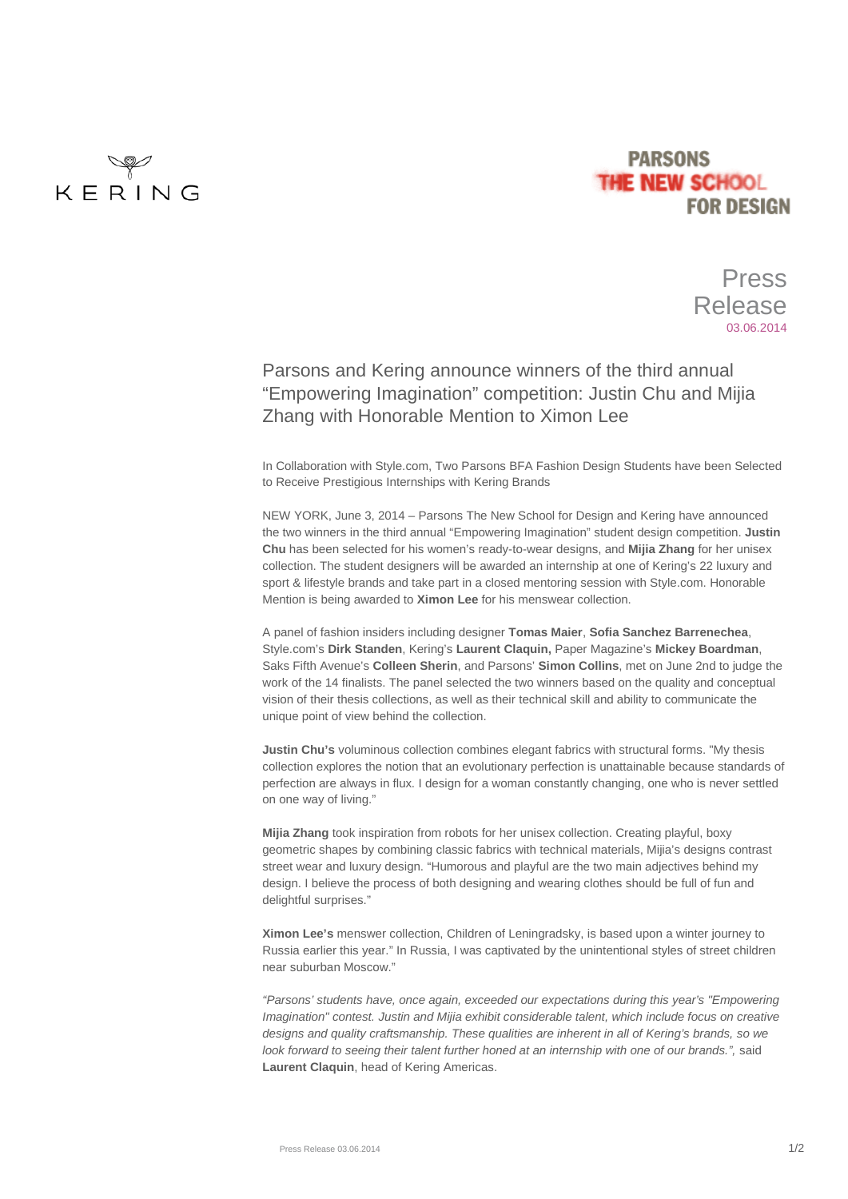KERING

PARSONS
THE NEW SCHOOL
FOR DESIGN

Press Release
03.06.2014

# Parsons and Kering announce winners of the third annual “Empowering Imagination” competition: Justin Chu and Mijia Zhang with Honorable Mention to Ximon Lee

In Collaboration with Style.com, Two Parsons BFA Fashion Design Students have been Selected to Receive Prestigious Internships with Kering Brands

NEW YORK, June 3, 2014 – Parsons The New School for Design and Kering have announced the two winners in the third annual “Empowering Imagination” student design competition. **Justin Chu** has been selected for his women’s ready-to-wear designs, and **Mijia Zhang** for her unisex collection. The student designers will be awarded an internship at one of Kering’s 22 luxury and sport & lifestyle brands and take part in a closed mentoring session with Style.com. Honorable Mention is being awarded to **Ximon Lee** for his menswear collection.

A panel of fashion insiders including designer **Tomas Maier**, **Sofia Sanchez Barrenechea**, Style.com’s **Dirk Standen**, Kering’s **Laurent Claquin,** Paper Magazine’s **Mickey Boardman**, Saks Fifth Avenue’s **Colleen Sherin**, and Parsons’ **Simon Collins**, met on June 2nd to judge the work of the 14 finalists. The panel selected the two winners based on the quality and conceptual vision of their thesis collections, as well as their technical skill and ability to communicate the unique point of view behind the collection.

**Justin Chu’s** voluminous collection combines elegant fabrics with structural forms. "My thesis collection explores the notion that an evolutionary perfection is unattainable because standards of perfection are always in flux. I design for a woman constantly changing, one who is never settled on one way of living.”

**Mijia Zhang** took inspiration from robots for her unisex collection. Creating playful, boxy geometric shapes by combining classic fabrics with technical materials, Mijia’s designs contrast street wear and luxury design. “Humorous and playful are the two main adjectives behind my design. I believe the process of both designing and wearing clothes should be full of fun and delightful surprises.”

**Ximon Lee’s** menswer collection, Children of Leningradsky, is based upon a winter journey to Russia earlier this year.” In Russia, I was captivated by the unintentional styles of street children near suburban Moscow.”

*“Parsons’ students have, once again, exceeded our expectations during this year's "Empowering Imagination" contest. Justin and Mijia exhibit considerable talent, which include focus on creative designs and quality craftsmanship. These qualities are inherent in all of Kering’s brands, so we look forward to seeing their talent further honed at an internship with one of our brands.”,* said **Laurent Claquin**, head of Kering Americas.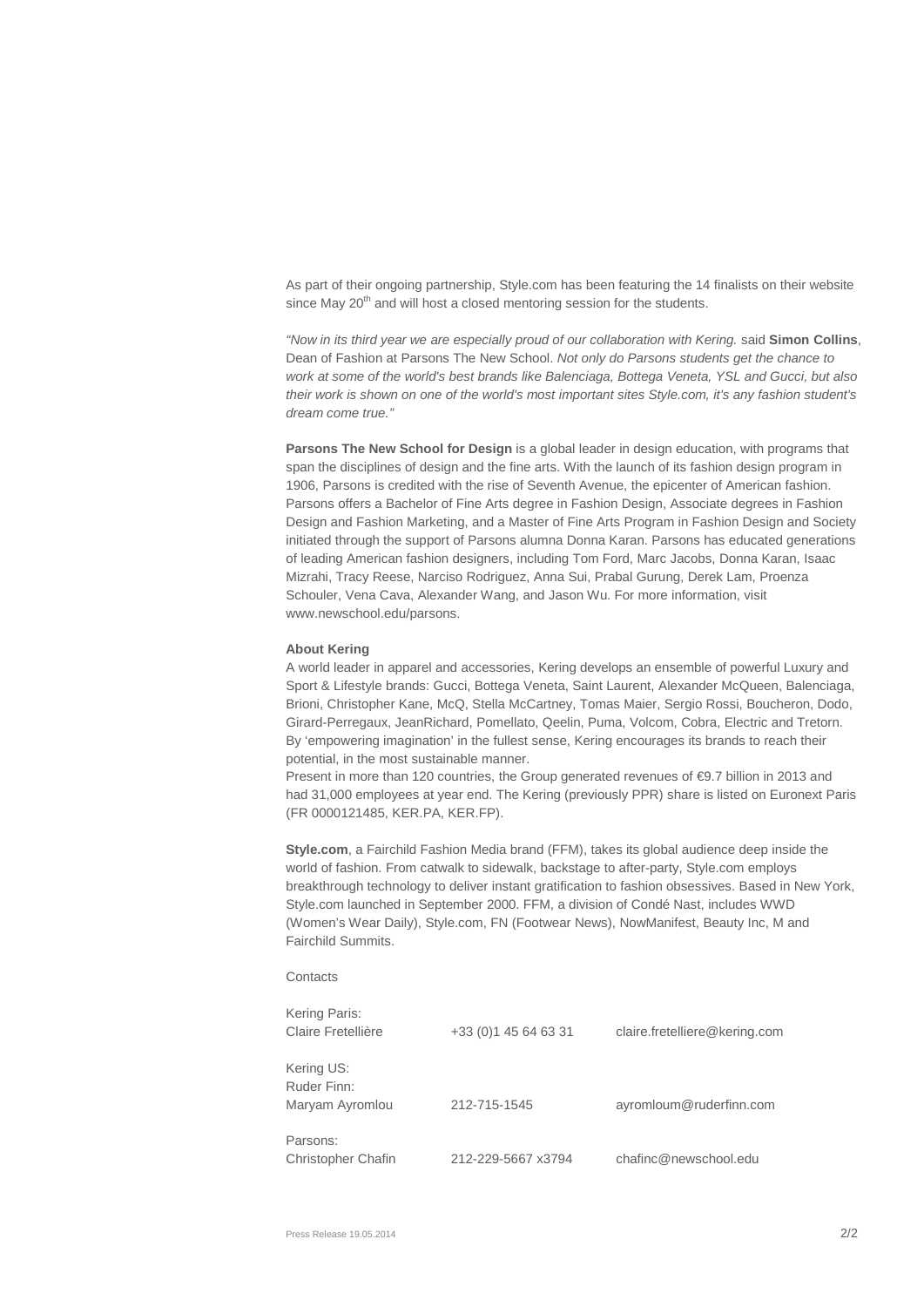As part of their ongoing partnership, Style.com has been featuring the 14 finalists on their website since May 20th and will host a closed mentoring session for the students.

*"Now in its third year we are especially proud of our collaboration with Kering.* said **Simon Collins**, Dean of Fashion at Parsons The New School. *Not only do Parsons students get the chance to work at some of the world's best brands like Balenciaga, Bottega Veneta, YSL and Gucci, but also their work is shown on one of the world's most important sites Style.com, it's any fashion student's dream come true."*

**Parsons The New School for Design** is a global leader in design education, with programs that span the disciplines of design and the fine arts. With the launch of its fashion design program in 1906, Parsons is credited with the rise of Seventh Avenue, the epicenter of American fashion. Parsons offers a Bachelor of Fine Arts degree in Fashion Design, Associate degrees in Fashion Design and Fashion Marketing, and a Master of Fine Arts Program in Fashion Design and Society initiated through the support of Parsons alumna Donna Karan. Parsons has educated generations of leading American fashion designers, including Tom Ford, Marc Jacobs, Donna Karan, Isaac Mizrahi, Tracy Reese, Narciso Rodriguez, Anna Sui, Prabal Gurung, Derek Lam, Proenza Schouler, Vena Cava, Alexander Wang, and Jason Wu. For more information, visit www.newschool.edu/parsons.

**About Kering**

A world leader in apparel and accessories, Kering develops an ensemble of powerful Luxury and Sport & Lifestyle brands: Gucci, Bottega Veneta, Saint Laurent, Alexander McQueen, Balenciaga, Brioni, Christopher Kane, McQ, Stella McCartney, Tomas Maier, Sergio Rossi, Boucheron, Dodo, Girard-Perregaux, JeanRichard, Pomellato, Qeelin, Puma, Volcom, Cobra, Electric and Tretorn. By 'empowering imagination' in the fullest sense, Kering encourages its brands to reach their potential, in the most sustainable manner.

Present in more than 120 countries, the Group generated revenues of €9.7 billion in 2013 and had 31,000 employees at year end. The Kering (previously PPR) share is listed on Euronext Paris (FR 0000121485, KER.PA, KER.FP).

**Style.com**, a Fairchild Fashion Media brand (FFM), takes its global audience deep inside the world of fashion. From catwalk to sidewalk, backstage to after-party, Style.com employs breakthrough technology to deliver instant gratification to fashion obsessives. Based in New York, Style.com launched in September 2000. FFM, a division of Condé Nast, includes WWD (Women's Wear Daily), Style.com, FN (Footwear News), NowManifest, Beauty Inc, M and Fairchild Summits.

Contacts

| | | |
|---|---|---|
| Kering Paris:<br>Claire Fretellière | +33 (0)1 45 64 63 31 | claire.fretelliere@kering.com |
| Kering US:<br>Ruder Finn:<br>Maryam Ayromlou | 212-715-1545 | ayromloum@ruderfinn.com |
| Parsons:<br>Christopher Chafin | 212-229-5667 x3794 | chafinc@newschool.edu |

Press Release 19.05.2014